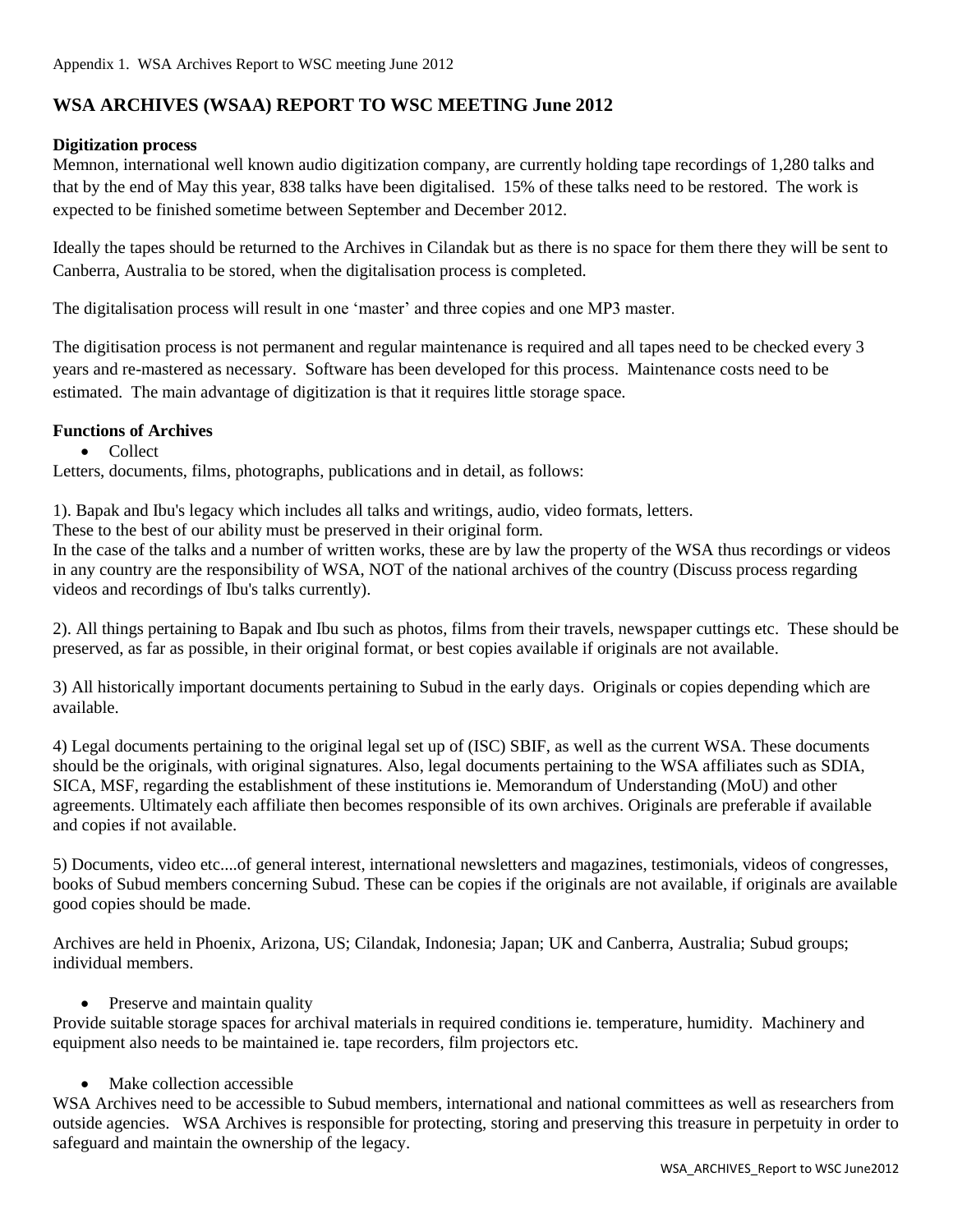Appendix 1. WSA Archives Report to WSC meeting June 2012

## WSA ARCHIVES (WSAA) REPORT TO WSC MEETING June 2012

**Digitization process**

Memnon, international well known audio digitization company, are currently holding tape recordings of 1,280 talks and that by the end of May this year, 838 talks have been digitalised. 15% of these talks need to be restored. The work is expected to be finished sometime between September and December 2012.

Ideally the tapes should be returned to the Archives in Cilandak but as there is no space for them there they will be sent to Canberra, Australia to be stored, when the digitalisation process is completed.

The digitalisation process will result in one 'master' and three copies and one MP3 master.

The digitisation process is not permanent and regular maintenance is required and all tapes need to be checked every 3 years and re-mastered as necessary. Software has been developed for this process. Maintenance costs need to be estimated. The main advantage of digitization is that it requires little storage space.

**Functions of Archives**

- Collect

Letters, documents, films, photographs, publications and in detail, as follows:

1). Bapak and Ibu's legacy which includes all talks and writings, audio, video formats, letters.
These to the best of our ability must be preserved in their original form.
In the case of the talks and a number of written works, these are by law the property of the WSA thus recordings or videos in any country are the responsibility of WSA, NOT of the national archives of the country (Discuss process regarding videos and recordings of Ibu's talks currently).

2). All things pertaining to Bapak and Ibu such as photos, films from their travels, newspaper cuttings etc. These should be preserved, as far as possible, in their original format, or best copies available if originals are not available.

3) All historically important documents pertaining to Subud in the early days. Originals or copies depending which are available.

4) Legal documents pertaining to the original legal set up of (ISC) SBIF, as well as the current WSA. These documents should be the originals, with original signatures. Also, legal documents pertaining to the WSA affiliates such as SDIA, SICA, MSF, regarding the establishment of these institutions ie. Memorandum of Understanding (MoU) and other agreements. Ultimately each affiliate then becomes responsible of its own archives. Originals are preferable if available and copies if not available.

5) Documents, video etc....of general interest, international newsletters and magazines, testimonials, videos of congresses, books of Subud members concerning Subud. These can be copies if the originals are not available, if originals are available good copies should be made.

Archives are held in Phoenix, Arizona, US; Cilandak, Indonesia; Japan; UK and Canberra, Australia; Subud groups; individual members.

- Preserve and maintain quality

Provide suitable storage spaces for archival materials in required conditions ie. temperature, humidity. Machinery and equipment also needs to be maintained ie. tape recorders, film projectors etc.

- Make collection accessible

WSA Archives need to be accessible to Subud members, international and national committees as well as researchers from outside agencies. WSA Archives is responsible for protecting, storing and preserving this treasure in perpetuity in order to safeguard and maintain the ownership of the legacy.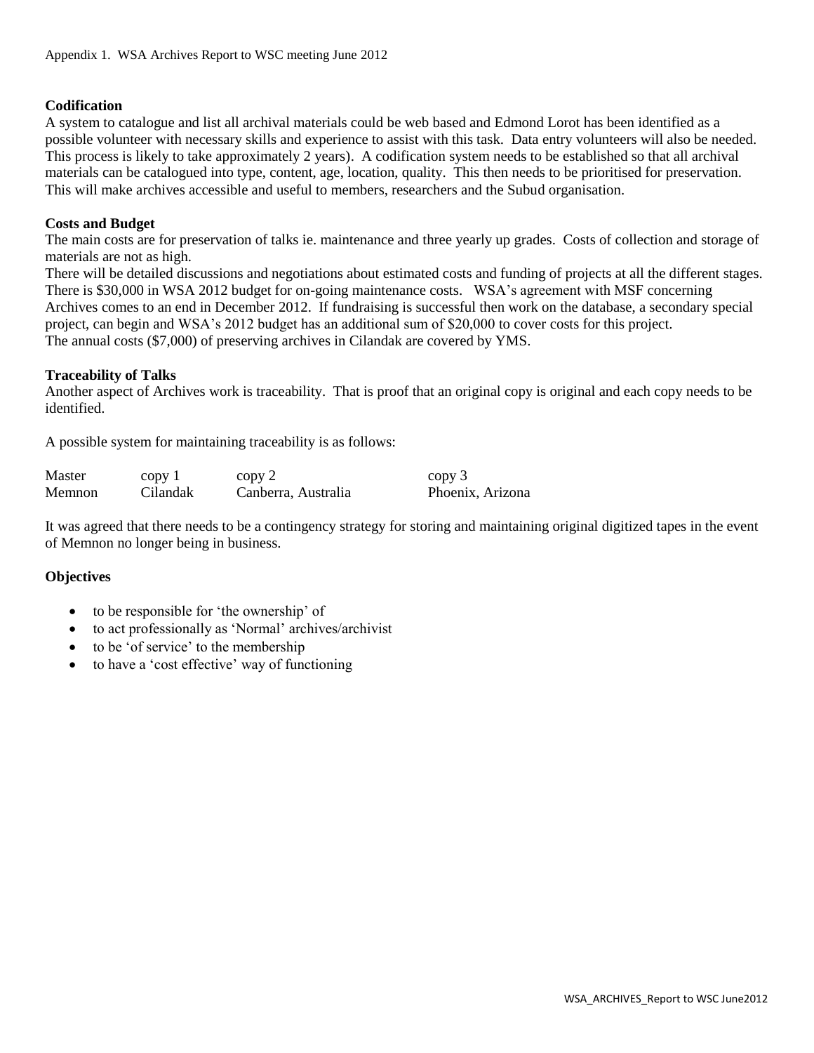Appendix 1. WSA Archives Report to WSC meeting June 2012

**Codification**

A system to catalogue and list all archival materials could be web based and Edmond Lorot has been identified as a possible volunteer with necessary skills and experience to assist with this task. Data entry volunteers will also be needed. This process is likely to take approximately 2 years). A codification system needs to be established so that all archival materials can be catalogued into type, content, age, location, quality. This then needs to be prioritised for preservation. This will make archives accessible and useful to members, researchers and the Subud organisation.

**Costs and Budget**

The main costs are for preservation of talks ie. maintenance and three yearly up grades. Costs of collection and storage of materials are not as high.

There will be detailed discussions and negotiations about estimated costs and funding of projects at all the different stages. There is $30,000 in WSA 2012 budget for on-going maintenance costs. WSA's agreement with MSF concerning Archives comes to an end in December 2012. If fundraising is successful then work on the database, a secondary special project, can begin and WSA's 2012 budget has an additional sum of $20,000 to cover costs for this project.

The annual costs ($7,000) of preserving archives in Cilandak are covered by YMS.

**Traceability of Talks**

Another aspect of Archives work is traceability. That is proof that an original copy is original and each copy needs to be identified.

A possible system for maintaining traceability is as follows:

| Master | copy 1 | copy 2 | copy 3 |
|---|---|---|---|
| Memnon | Cilandak | Canberra, Australia | Phoenix, Arizona |

It was agreed that there needs to be a contingency strategy for storing and maintaining original digitized tapes in the event of Memnon no longer being in business.

**Objectives**

- to be responsible for 'the ownership' of
- to act professionally as 'Normal' archives/archivist
- to be 'of service' to the membership
- to have a 'cost effective' way of functioning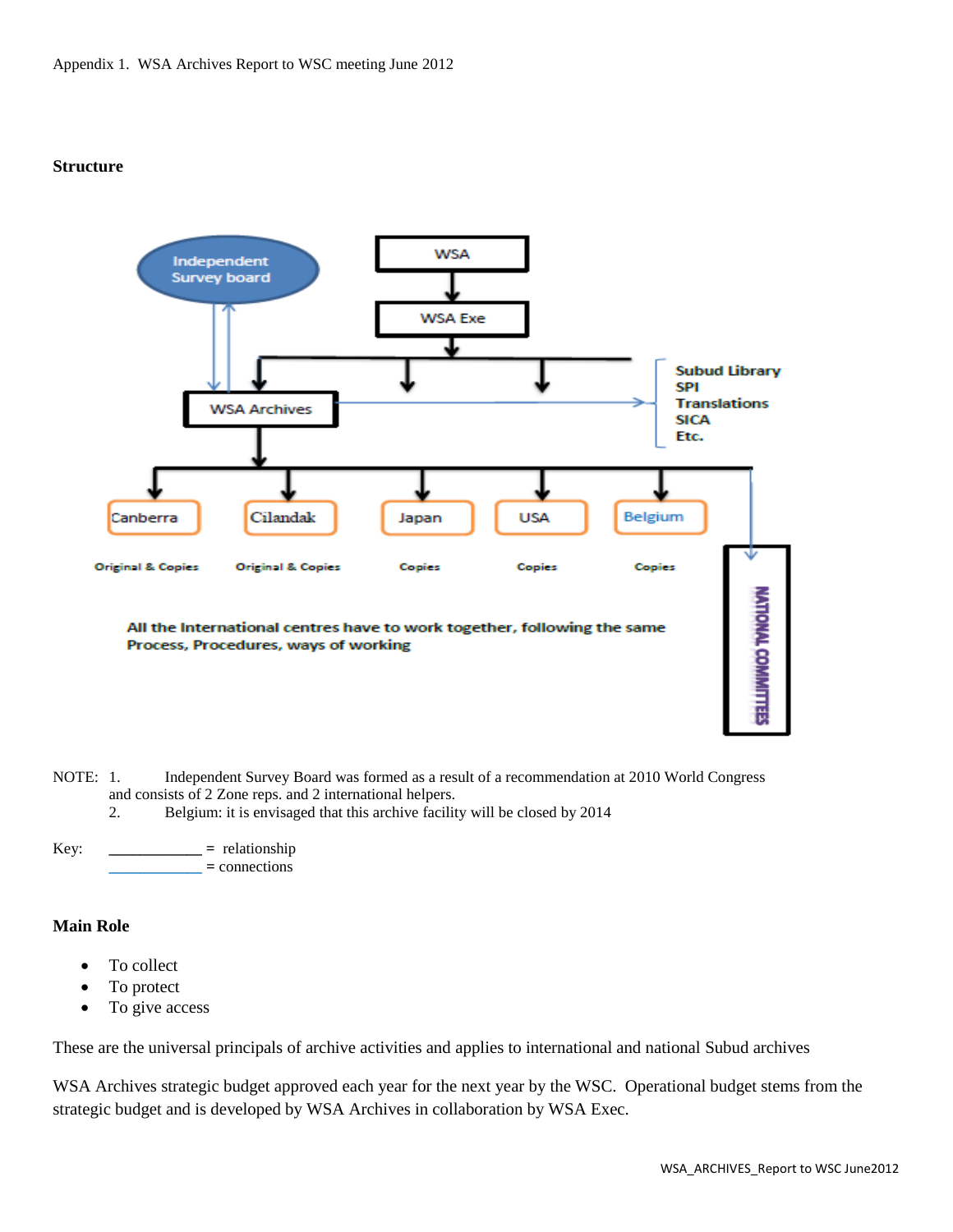Appendix 1. WSA Archives Report to WSC meeting June 2012

**Structure**

Independent Survey board

WSA

WSA Exe

WSA Archives

Subud Library
SPI
Translations
SICA
Etc.

Canberra
Original & Copies

Cilandak
Original & Copies

Japan
Copies

USA
Copies

Belgium
Copies

NATIONAL COMMITTEES

All the International centres have to work together, following the same Process, Procedures, ways of working

NOTE: 1. Independent Survey Board was formed as a result of a recommendation at 2010 World Congress and consists of 2 Zone reps. and 2 international helpers.
2. Belgium: it is envisaged that this archive facility will be closed by 2014

Key: ____________ = relationship
____________ = connections

**Main Role**

- To collect
- To protect
- To give access

These are the universal principals of archive activities and applies to international and national Subud archives

WSA Archives strategic budget approved each year for the next year by the WSC. Operational budget stems from the strategic budget and is developed by WSA Archives in collaboration by WSA Exec.